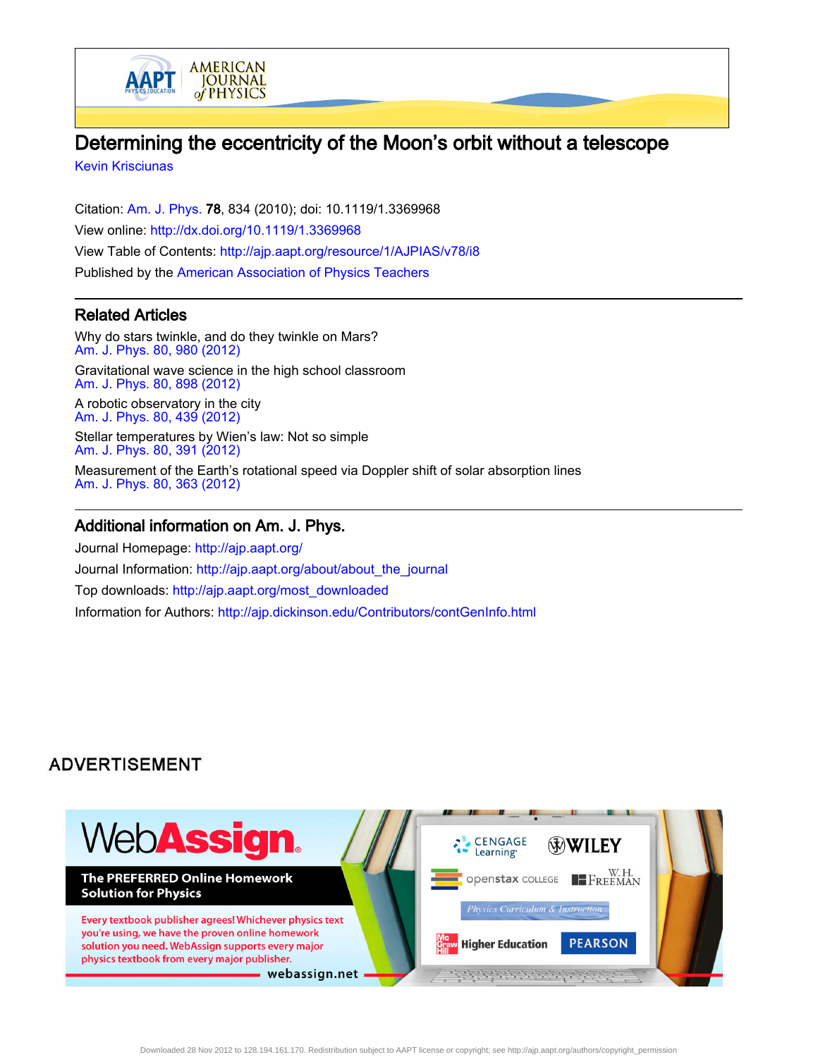# Determining the eccentricity of the Moon's orbit without a telescope

Kevin Krisciunas

Citation: Am. J. Phys. **78**, 834 (2010); doi: 10.1119/1.3369968

View online: http://dx.doi.org/10.1119/1.3369968

View Table of Contents: http://ajp.aapt.org/resource/1/AJPIAS/v78/i8

Published by the American Association of Physics Teachers

## Related Articles

Why do stars twinkle, and do they twinkle on Mars?
Am. J. Phys. 80, 980 (2012)

Gravitational wave science in the high school classroom
Am. J. Phys. 80, 898 (2012)

A robotic observatory in the city
Am. J. Phys. 80, 439 (2012)

Stellar temperatures by Wien's law: Not so simple
Am. J. Phys. 80, 391 (2012)

Measurement of the Earth's rotational speed via Doppler shift of solar absorption lines
Am. J. Phys. 80, 363 (2012)

## Additional information on Am. J. Phys.

Journal Homepage: http://ajp.aapt.org/

Journal Information: http://ajp.aapt.org/about/about_the_journal

Top downloads: http://ajp.aapt.org/most_downloaded

Information for Authors: http://ajp.dickinson.edu/Contributors/contGenInfo.html

ADVERTISEMENT

WebAssign.

The PREFERRED Online Homework Solution for Physics

Every textbook publisher agrees! Whichever physics text you're using, we have the proven online homework solution you need. WebAssign supports every major physics textbook from every major publisher.

webassign.net

CENGAGE Learning · WILEY · openstax COLLEGE · W. H. FREEMAN · Physics Curriculum & Instruction · McGraw Hill Higher Education · PEARSON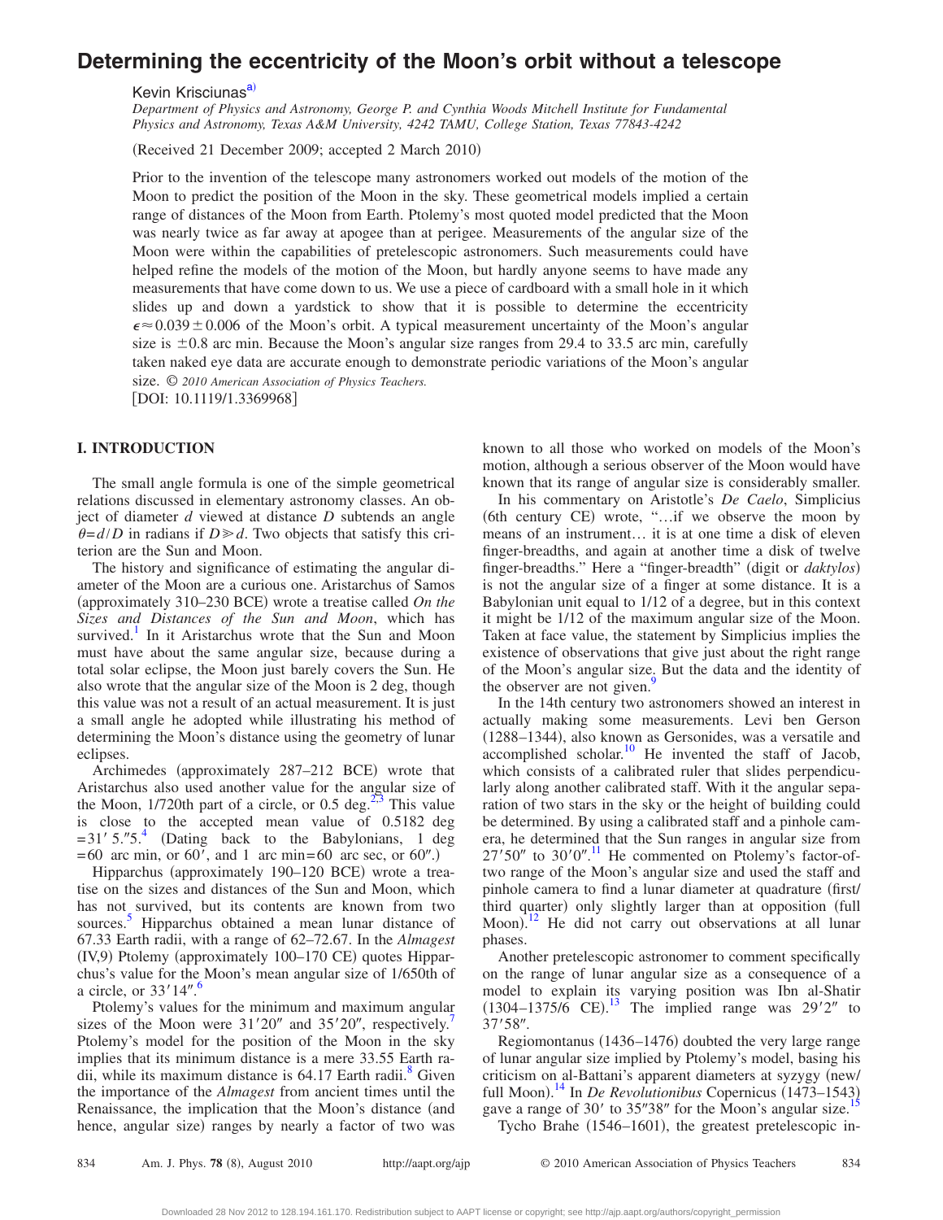# Determining the eccentricity of the Moon's orbit without a telescope

Kevin Krisciunas[a)]

*Department of Physics and Astronomy, George P. and Cynthia Woods Mitchell Institute for Fundamental Physics and Astronomy, Texas A&M University, 4242 TAMU, College Station, Texas 77843-4242*

(Received 21 December 2009; accepted 2 March 2010)

Prior to the invention of the telescope many astronomers worked out models of the motion of the Moon to predict the position of the Moon in the sky. These geometrical models implied a certain range of distances of the Moon from Earth. Ptolemy's most quoted model predicted that the Moon was nearly twice as far away at apogee than at perigee. Measurements of the angular size of the Moon were within the capabilities of pretelescopic astronomers. Such measurements could have helped refine the models of the motion of the Moon, but hardly anyone seems to have made any measurements that have come down to us. We use a piece of cardboard with a small hole in it which slides up and down a yardstick to show that it is possible to determine the eccentricity $\epsilon \approx 0.039 \pm 0.006$ of the Moon's orbit. A typical measurement uncertainty of the Moon's angular size is $\pm 0.8$ arc min. Because the Moon's angular size ranges from 29.4 to 33.5 arc min, carefully taken naked eye data are accurate enough to demonstrate periodic variations of the Moon's angular size. © *2010 American Association of Physics Teachers.*

[DOI: 10.1119/1.3369968]

## I. INTRODUCTION

The small angle formula is one of the simple geometrical relations discussed in elementary astronomy classes. An object of diameter $d$ viewed at distance $D$ subtends an angle $\theta = d/D$ in radians if $D \gg d$. Two objects that satisfy this criterion are the Sun and Moon.

The history and significance of estimating the angular diameter of the Moon are a curious one. Aristarchus of Samos (approximately 310–230 BCE) wrote a treatise called *On the Sizes and Distances of the Sun and Moon*, which has survived.[1] In it Aristarchus wrote that the Sun and Moon must have about the same angular size, because during a total solar eclipse, the Moon just barely covers the Sun. He also wrote that the angular size of the Moon is 2 deg, though this value was not a result of an actual measurement. It is just a small angle he adopted while illustrating his method of determining the Moon's distance using the geometry of lunar eclipses.

Archimedes (approximately 287–212 BCE) wrote that Aristarchus also used another value for the angular size of the Moon, 1/720th part of a circle, or 0.5 deg.[2,3] This value is close to the accepted mean value of 0.5182 deg $= 31' 5.''5$.[4] (Dating back to the Babylonians, 1 deg $= 60$ arc min, or $60'$, and 1 arc min $= 60$ arc sec, or $60''$.)

Hipparchus (approximately 190–120 BCE) wrote a treatise on the sizes and distances of the Sun and Moon, which has not survived, but its contents are known from two sources.[5] Hipparchus obtained a mean lunar distance of 67.33 Earth radii, with a range of 62–72.67. In the *Almagest* (IV,9) Ptolemy (approximately 100–170 CE) quotes Hipparchus's value for the Moon's mean angular size of 1/650th of a circle, or $33'14''$.[6]

Ptolemy's values for the minimum and maximum angular sizes of the Moon were $31'20''$ and $35'20''$, respectively.[7] Ptolemy's model for the position of the Moon in the sky implies that its minimum distance is a mere 33.55 Earth radii, while its maximum distance is 64.17 Earth radii.[8] Given the importance of the *Almagest* from ancient times until the Renaissance, the implication that the Moon's distance (and hence, angular size) ranges by nearly a factor of two was known to all those who worked on models of the Moon's motion, although a serious observer of the Moon would have known that its range of angular size is considerably smaller.

In his commentary on Aristotle's *De Caelo*, Simplicius (6th century CE) wrote, "…if we observe the moon by means of an instrument… it is at one time a disk of eleven finger-breadths, and again at another time a disk of twelve finger-breadths." Here a "finger-breadth" (digit or *daktylos*) is not the angular size of a finger at some distance. It is a Babylonian unit equal to 1/12 of a degree, but in this context it might be 1/12 of the maximum angular size of the Moon. Taken at face value, the statement by Simplicius implies the existence of observations that give just about the right range of the Moon's angular size. But the data and the identity of the observer are not given.[9]

In the 14th century two astronomers showed an interest in actually making some measurements. Levi ben Gerson (1288–1344), also known as Gersonides, was a versatile and accomplished scholar.[10] He invented the staff of Jacob, which consists of a calibrated ruler that slides perpendicularly along another calibrated staff. With it the angular separation of two stars in the sky or the height of building could be determined. By using a calibrated staff and a pinhole camera, he determined that the Sun ranges in angular size from $27'50''$ to $30'0''$.[11] He commented on Ptolemy's factor-of-two range of the Moon's angular size and used the staff and pinhole camera to find a lunar diameter at quadrature (first/third quarter) only slightly larger than at opposition (full Moon).[12] He did not carry out observations at all lunar phases.

Another pretelescopic astronomer to comment specifically on the range of lunar angular size as a consequence of a model to explain its varying position was Ibn al-Shatir (1304–1375/6 CE).[13] The implied range was $29'2''$ to $37'58''$.

Regiomontanus (1436–1476) doubted the very large range of lunar angular size implied by Ptolemy's model, basing his criticism on al-Battani's apparent diameters at syzygy (new/full Moon).[14] In *De Revolutionibus* Copernicus (1473–1543) gave a range of $30'$ to $35''38''$ for the Moon's angular size.[15]

Tycho Brahe (1546–1601), the greatest pretelescopic in-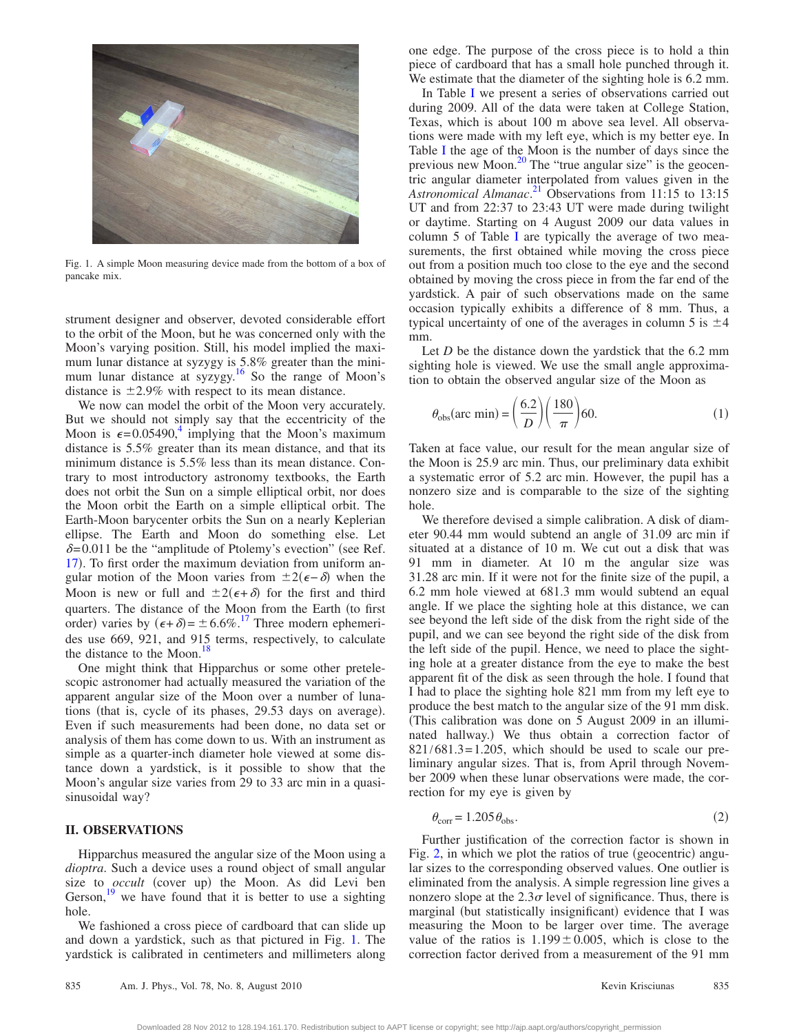Fig. 1. A simple Moon measuring device made from the bottom of a box of pancake mix.

strument designer and observer, devoted considerable effort to the orbit of the Moon, but he was concerned only with the Moon's varying position. Still, his model implied the maximum lunar distance at syzygy is 5.8% greater than the minimum lunar distance at syzygy.[16] So the range of Moon's distance is ±2.9% with respect to its mean distance.

We now can model the orbit of the Moon very accurately. But we should not simply say that the eccentricity of the Moon is $\epsilon = 0.05490$,[4] implying that the Moon's maximum distance is 5.5% greater than its mean distance, and that its minimum distance is 5.5% less than its mean distance. Contrary to most introductory astronomy textbooks, the Earth does not orbit the Sun on a simple elliptical orbit, nor does the Moon orbit the Earth on a simple elliptical orbit. The Earth-Moon barycenter orbits the Sun on a nearly Keplerian ellipse. The Earth and Moon do something else. Let $\delta = 0.011$ be the "amplitude of Ptolemy's evection" (see Ref. 17). To first order the maximum deviation from uniform angular motion of the Moon varies from $\pm 2(\epsilon - \delta)$ when the Moon is new or full and $\pm 2(\epsilon + \delta)$ for the first and third quarters. The distance of the Moon from the Earth (to first order) varies by $(\epsilon + \delta) = \pm 6.6\%$.[17] Three modern ephemerides use 669, 921, and 915 terms, respectively, to calculate the distance to the Moon.[18]

One might think that Hipparchus or some other pretelescopic astronomer had actually measured the variation of the apparent angular size of the Moon over a number of lunations (that is, cycle of its phases, 29.53 days on average). Even if such measurements had been done, no data set or analysis of them has come down to us. With an instrument as simple as a quarter-inch diameter hole viewed at some distance down a yardstick, is it possible to show that the Moon's angular size varies from 29 to 33 arc min in a quasi-sinusoidal way?

## II. OBSERVATIONS

Hipparchus measured the angular size of the Moon using a *dioptra*. Such a device uses a round object of small angular size to *occult* (cover up) the Moon. As did Levi ben Gerson,[19] we have found that it is better to use a sighting hole.

We fashioned a cross piece of cardboard that can slide up and down a yardstick, such as that pictured in Fig. 1. The yardstick is calibrated in centimeters and millimeters along one edge. The purpose of the cross piece is to hold a thin piece of cardboard that has a small hole punched through it. We estimate that the diameter of the sighting hole is 6.2 mm.

In Table I we present a series of observations carried out during 2009. All of the data were taken at College Station, Texas, which is about 100 m above sea level. All observations were made with my left eye, which is my better eye. In Table I the age of the Moon is the number of days since the previous new Moon.[20] The "true angular size" is the geocentric angular diameter interpolated from values given in the *Astronomical Almanac*.[21] Observations from 11:15 to 13:15 UT and from 22:37 to 23:43 UT were made during twilight or daytime. Starting on 4 August 2009 our data values in column 5 of Table I are typically the average of two measurements, the first obtained while moving the cross piece out from a position much too close to the eye and the second obtained by moving the cross piece in from the far end of the yardstick. A pair of such observations made on the same occasion typically exhibits a difference of 8 mm. Thus, a typical uncertainty of one of the averages in column 5 is ±4 mm.

Let $D$ be the distance down the yardstick that the 6.2 mm sighting hole is viewed. We use the small angle approximation to obtain the observed angular size of the Moon as

$$\theta_{\text{obs}}(\text{arc min}) = \left(\frac{6.2}{D}\right)\left(\frac{180}{\pi}\right)60. \tag{1}$$

Taken at face value, our result for the mean angular size of the Moon is 25.9 arc min. Thus, our preliminary data exhibit a systematic error of 5.2 arc min. However, the pupil has a nonzero size and is comparable to the size of the sighting hole.

We therefore devised a simple calibration. A disk of diameter 90.44 mm would subtend an angle of 31.09 arc min if situated at a distance of 10 m. We cut out a disk that was 91 mm in diameter. At 10 m the angular size was 31.28 arc min. If it were not for the finite size of the pupil, a 6.2 mm hole viewed at 681.3 mm would subtend an equal angle. If we place the sighting hole at this distance, we can see beyond the left side of the disk from the right side of the pupil, and we can see beyond the right side of the disk from the left side of the pupil. Hence, we need to place the sighting hole at a greater distance from the eye to make the best apparent fit of the disk as seen through the hole. I found that I had to place the sighting hole 821 mm from my left eye to produce the best match to the angular size of the 91 mm disk. (This calibration was done on 5 August 2009 in an illuminated hallway.) We thus obtain a correction factor of $821/681.3 = 1.205$, which should be used to scale our preliminary angular sizes. That is, from April through November 2009 when these lunar observations were made, the correction for my eye is given by

$$\theta_{\text{corr}} = 1.205\,\theta_{\text{obs}}. \tag{2}$$

Further justification of the correction factor is shown in Fig. 2, in which we plot the ratios of true (geocentric) angular sizes to the corresponding observed values. One outlier is eliminated from the analysis. A simple regression line gives a nonzero slope at the $2.3\sigma$ level of significance. Thus, there is marginal (but statistically insignificant) evidence that I was measuring the Moon to be larger over time. The average value of the ratios is $1.199 \pm 0.005$, which is close to the correction factor derived from a measurement of the 91 mm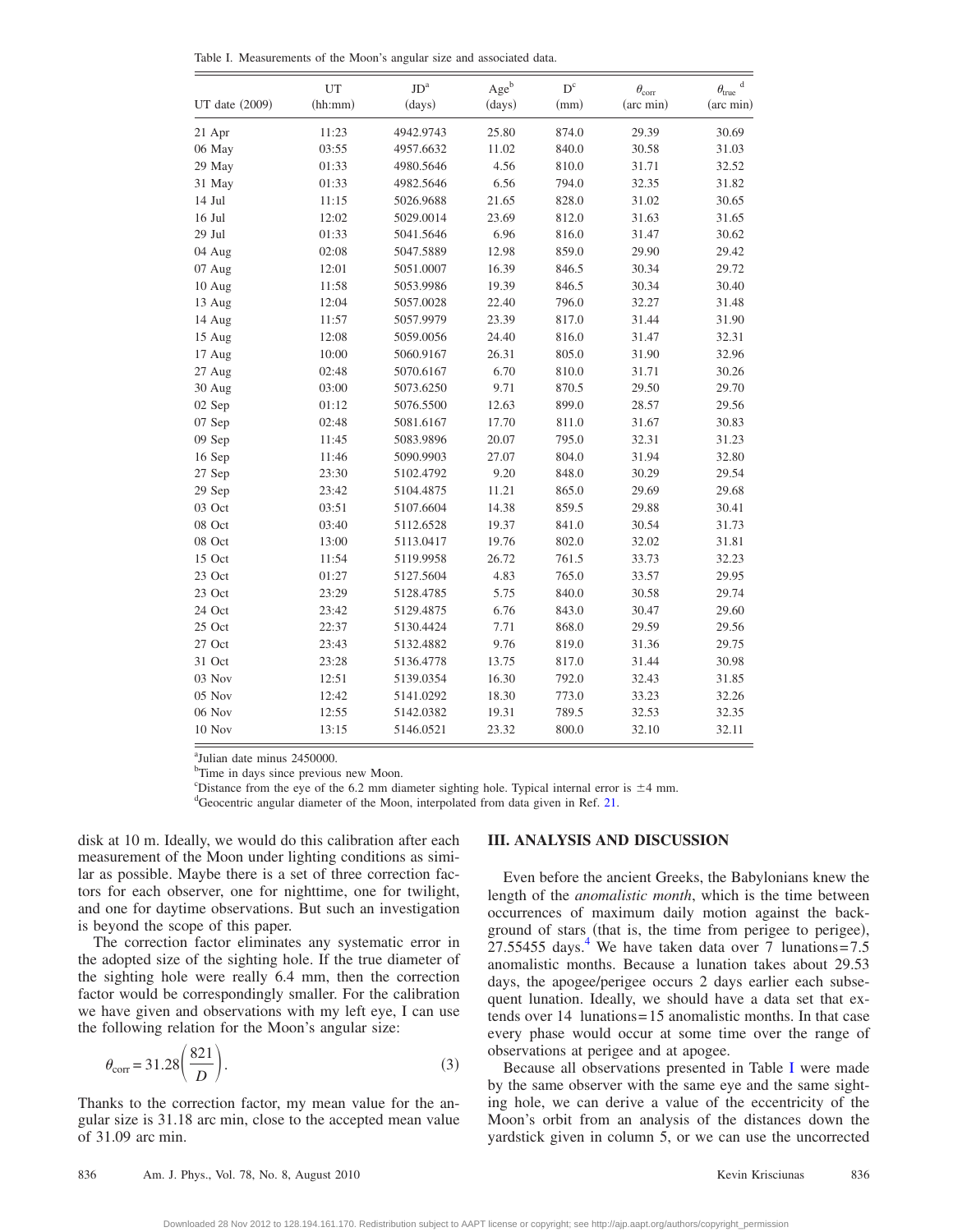Table I. Measurements of the Moon's angular size and associated data.

| UT date (2009) | UT (hh:mm) | JD[a] (days) | Age[b] (days) | D[c] (mm) | $\theta_{corr}$ (arc min) | $\theta_{true}$ [d] (arc min) |
|---|---|---|---|---|---|---|
| 21 Apr | 11:23 | 4942.9743 | 25.80 | 874.0 | 29.39 | 30.69 |
| 06 May | 03:55 | 4957.6632 | 11.02 | 840.0 | 30.58 | 31.03 |
| 29 May | 01:33 | 4980.5646 | 4.56 | 810.0 | 31.71 | 32.52 |
| 31 May | 01:33 | 4982.5646 | 6.56 | 794.0 | 32.35 | 31.82 |
| 14 Jul | 11:15 | 5026.9688 | 21.65 | 828.0 | 31.02 | 30.65 |
| 16 Jul | 12:02 | 5029.0014 | 23.69 | 812.0 | 31.63 | 31.65 |
| 29 Jul | 01:33 | 5041.5646 | 6.96 | 816.0 | 31.47 | 30.62 |
| 04 Aug | 02:08 | 5047.5889 | 12.98 | 859.0 | 29.90 | 29.42 |
| 07 Aug | 12:01 | 5051.0007 | 16.39 | 846.5 | 30.34 | 29.72 |
| 10 Aug | 11:58 | 5053.9986 | 19.39 | 846.5 | 30.34 | 30.40 |
| 13 Aug | 12:04 | 5057.0028 | 22.40 | 796.0 | 32.27 | 31.48 |
| 14 Aug | 11:57 | 5057.9979 | 23.39 | 817.0 | 31.44 | 31.90 |
| 15 Aug | 12:08 | 5059.0056 | 24.40 | 816.0 | 31.47 | 32.31 |
| 17 Aug | 10:00 | 5060.9167 | 26.31 | 805.0 | 31.90 | 32.96 |
| 27 Aug | 02:48 | 5070.6167 | 6.70 | 810.0 | 31.71 | 30.26 |
| 30 Aug | 03:00 | 5073.6250 | 9.71 | 870.5 | 29.50 | 29.70 |
| 02 Sep | 01:12 | 5076.5500 | 12.63 | 899.0 | 28.57 | 29.56 |
| 07 Sep | 02:48 | 5081.6167 | 17.70 | 811.0 | 31.67 | 30.83 |
| 09 Sep | 11:45 | 5083.9896 | 20.07 | 795.0 | 32.31 | 31.23 |
| 16 Sep | 11:46 | 5090.9903 | 27.07 | 804.0 | 31.94 | 32.80 |
| 27 Sep | 23:30 | 5102.4792 | 9.20 | 848.0 | 30.29 | 29.54 |
| 29 Sep | 23:42 | 5104.4875 | 11.21 | 865.0 | 29.69 | 29.68 |
| 03 Oct | 03:51 | 5107.6604 | 14.38 | 859.5 | 29.88 | 30.41 |
| 08 Oct | 03:40 | 5112.6528 | 19.37 | 841.0 | 30.54 | 31.73 |
| 08 Oct | 13:00 | 5113.0417 | 19.76 | 802.0 | 32.02 | 31.81 |
| 15 Oct | 11:54 | 5119.9958 | 26.72 | 761.5 | 33.73 | 32.23 |
| 23 Oct | 01:27 | 5127.5604 | 4.83 | 765.0 | 33.57 | 29.95 |
| 23 Oct | 23:29 | 5128.4785 | 5.75 | 840.0 | 30.58 | 29.74 |
| 24 Oct | 23:42 | 5129.4875 | 6.76 | 843.0 | 30.47 | 29.60 |
| 25 Oct | 22:37 | 5130.4424 | 7.71 | 868.0 | 29.59 | 29.56 |
| 27 Oct | 23:43 | 5132.4882 | 9.76 | 819.0 | 31.36 | 29.75 |
| 31 Oct | 23:28 | 5136.4778 | 13.75 | 817.0 | 31.44 | 30.98 |
| 03 Nov | 12:51 | 5139.0354 | 16.30 | 792.0 | 32.43 | 31.85 |
| 05 Nov | 12:42 | 5141.0292 | 18.30 | 773.0 | 33.23 | 32.26 |
| 06 Nov | 12:55 | 5142.0382 | 19.31 | 789.5 | 32.53 | 32.35 |
| 10 Nov | 13:15 | 5146.0521 | 23.32 | 800.0 | 32.10 | 32.11 |

[a]Julian date minus 2450000.
[b]Time in days since previous new Moon.
[c]Distance from the eye of the 6.2 mm diameter sighting hole. Typical internal error is ±4 mm.
[d]Geocentric angular diameter of the Moon, interpolated from data given in Ref. 21.

disk at 10 m. Ideally, we would do this calibration after each measurement of the Moon under lighting conditions as similar as possible. Maybe there is a set of three correction factors for each observer, one for nighttime, one for twilight, and one for daytime observations. But such an investigation is beyond the scope of this paper.

The correction factor eliminates any systematic error in the adopted size of the sighting hole. If the true diameter of the sighting hole were really 6.4 mm, then the correction factor would be correspondingly smaller. For the calibration we have given and observations with my left eye, I can use the following relation for the Moon's angular size:

$$\theta_{corr} = 31.28\left(\frac{821}{D}\right). \tag{3}$$

Thanks to the correction factor, my mean value for the angular size is 31.18 arc min, close to the accepted mean value of 31.09 arc min.

## III. ANALYSIS AND DISCUSSION

Even before the ancient Greeks, the Babylonians knew the length of the *anomalistic month*, which is the time between occurrences of maximum daily motion against the background of stars (that is, the time from perigee to perigee), 27.55455 days.[4] We have taken data over 7 lunations = 7.5 anomalistic months. Because a lunation takes about 29.53 days, the apogee/perigee occurs 2 days earlier each subsequent lunation. Ideally, we should have a data set that extends over 14 lunations = 15 anomalistic months. In that case every phase would occur at some time over the range of observations at perigee and at apogee.

Because all observations presented in Table I were made by the same observer with the same eye and the same sighting hole, we can derive a value of the eccentricity of the Moon's orbit from an analysis of the distances down the yardstick given in column 5, or we can use the uncorrected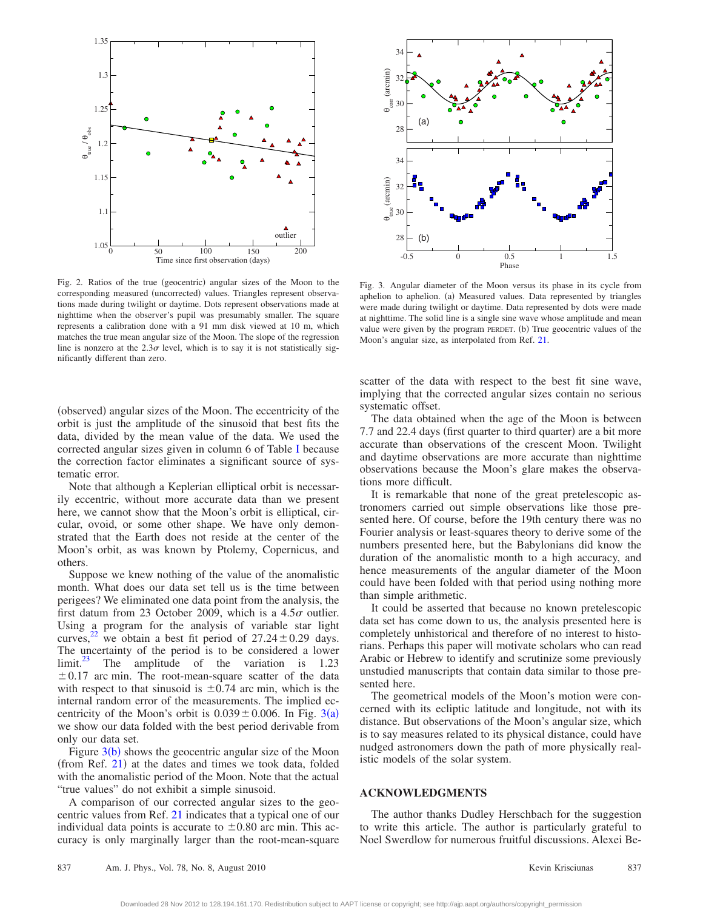Fig. 2. Ratios of the true (geocentric) angular sizes of the Moon to the corresponding measured (uncorrected) values. Triangles represent observations made during twilight or daytime. Dots represent observations made at nighttime when the observer's pupil was presumably smaller. The square represents a calibration done with a 91 mm disk viewed at 10 m, which matches the true mean angular size of the Moon. The slope of the regression line is nonzero at the $2.3\sigma$ level, which is to say it is not statistically significantly different than zero.

Fig. 3. Angular diameter of the Moon versus its phase in its cycle from aphelion to aphelion. (a) Measured values. Data represented by triangles were made during twilight or daytime. Data represented by dots were made at nighttime. The solid line is a single sine wave whose amplitude and mean value were given by the program PERDET. (b) True geocentric values of the Moon's angular size, as interpolated from Ref. 21.

(observed) angular sizes of the Moon. The eccentricity of the orbit is just the amplitude of the sinusoid that best fits the data, divided by the mean value of the data. We used the corrected angular sizes given in column 6 of Table I because the correction factor eliminates a significant source of systematic error.

Note that although a Keplerian elliptical orbit is necessarily eccentric, without more accurate data than we present here, we cannot show that the Moon's orbit is elliptical, circular, ovoid, or some other shape. We have only demonstrated that the Earth does not reside at the center of the Moon's orbit, as was known by Ptolemy, Copernicus, and others.

Suppose we knew nothing of the value of the anomalistic month. What does our data set tell us is the time between perigees? We eliminated one data point from the analysis, the first datum from 23 October 2009, which is a $4.5\sigma$ outlier. Using a program for the analysis of variable star light curves,[22] we obtain a best fit period of $27.24 \pm 0.29$ days. The uncertainty of the period is to be considered a lower limit.[23] The amplitude of the variation is 1.23 $\pm 0.17$ arc min. The root-mean-square scatter of the data with respect to that sinusoid is $\pm 0.74$ arc min, which is the internal random error of the measurements. The implied eccentricity of the Moon's orbit is $0.039 \pm 0.006$. In Fig. 3(a) we show our data folded with the best period derivable from only our data set.

Figure 3(b) shows the geocentric angular size of the Moon (from Ref. 21) at the dates and times we took data, folded with the anomalistic period of the Moon. Note that the actual "true values" do not exhibit a simple sinusoid.

A comparison of our corrected angular sizes to the geocentric values from Ref. 21 indicates that a typical one of our individual data points is accurate to $\pm 0.80$ arc min. This accuracy is only marginally larger than the root-mean-square scatter of the data with respect to the best fit sine wave, implying that the corrected angular sizes contain no serious systematic offset.

The data obtained when the age of the Moon is between 7.7 and 22.4 days (first quarter to third quarter) are a bit more accurate than observations of the crescent Moon. Twilight and daytime observations are more accurate than nighttime observations because the Moon's glare makes the observations more difficult.

It is remarkable that none of the great pretelescopic astronomers carried out simple observations like those presented here. Of course, before the 19th century there was no Fourier analysis or least-squares theory to derive some of the numbers presented here, but the Babylonians did know the duration of the anomalistic month to a high accuracy, and hence measurements of the angular diameter of the Moon could have been folded with that period using nothing more than simple arithmetic.

It could be asserted that because no known pretelescopic data set has come down to us, the analysis presented here is completely unhistorical and therefore of no interest to historians. Perhaps this paper will motivate scholars who can read Arabic or Hebrew to identify and scrutinize some previously unstudied manuscripts that contain data similar to those presented here.

The geometrical models of the Moon's motion were concerned with its ecliptic latitude and longitude, not with its distance. But observations of the Moon's angular size, which is to say measures related to its physical distance, could have nudged astronomers down the path of more physically realistic models of the solar system.

## ACKNOWLEDGMENTS

The author thanks Dudley Herschbach for the suggestion to write this article. The author is particularly grateful to Noel Swerdlow for numerous fruitful discussions. Alexei Be-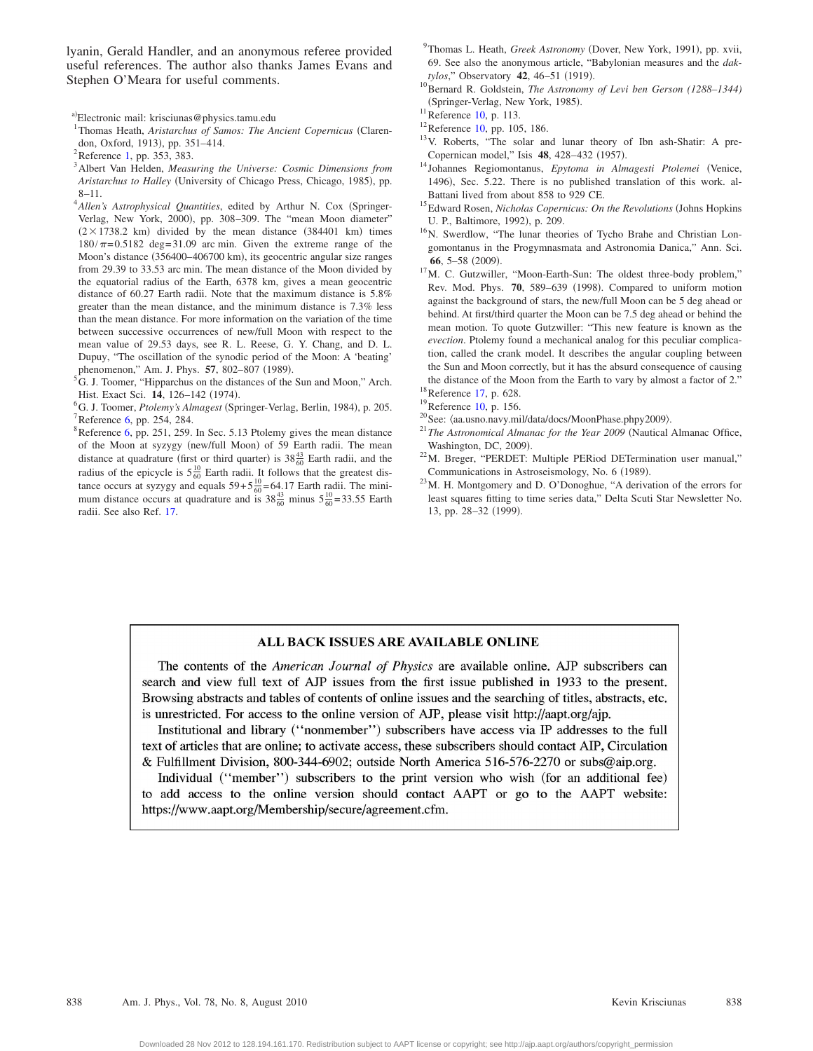lyanin, Gerald Handler, and an anonymous referee provided useful references. The author also thanks James Evans and Stephen O'Meara for useful comments.

[a]Electronic mail: krisciunas@physics.tamu.edu

[1]Thomas Heath, *Aristarchus of Samos: The Ancient Copernicus* (Clarendon, Oxford, 1913), pp. 351–414.

[2]Reference 1, pp. 353, 383.

[3]Albert Van Helden, *Measuring the Universe: Cosmic Dimensions from Aristarchus to Halley* (University of Chicago Press, Chicago, 1985), pp. 8–11.

[4]*Allen's Astrophysical Quantities*, edited by Arthur N. Cox (Springer-Verlag, New York, 2000), pp. 308–309. The "mean Moon diameter" ($2\times1738.2$ km) divided by the mean distance (384401 km) times $180/\pi=0.5182$ deg=31.09 arc min. Given the extreme range of the Moon's distance (356400–406700 km), its geocentric angular size ranges from 29.39 to 33.53 arc min. The mean distance of the Moon divided by the equatorial radius of the Earth, 6378 km, gives a mean geocentric distance of 60.27 Earth radii. Note that the maximum distance is 5.8% greater than the mean distance, and the minimum distance is 7.3% less than the mean distance. For more information on the variation of the time between successive occurrences of new/full Moon with respect to the mean value of 29.53 days, see R. L. Reese, G. Y. Chang, and D. L. Dupuy, "The oscillation of the synodic period of the Moon: A 'beating' phenomenon," Am. J. Phys. **57**, 802–807 (1989).

[5]G. J. Toomer, "Hipparchus on the distances of the Sun and Moon," Arch. Hist. Exact Sci. **14**, 126–142 (1974).

[6]G. J. Toomer, *Ptolemy's Almagest* (Springer-Verlag, Berlin, 1984), p. 205.

[7]Reference 6, pp. 254, 284.

[8]Reference 6, pp. 251, 259. In Sec. 5.13 Ptolemy gives the mean distance of the Moon at syzygy (new/full Moon) of 59 Earth radii. The mean distance at quadrature (first or third quarter) is $38\frac{43}{60}$ Earth radii, and the radius of the epicycle is $5\frac{10}{60}$ Earth radii. It follows that the greatest distance occurs at syzygy and equals $59+5\frac{10}{60}=64.17$ Earth radii. The minimum distance occurs at quadrature and is $38\frac{43}{60}$ minus $5\frac{10}{60}=33.55$ Earth radii. See also Ref. 17.

[9]Thomas L. Heath, *Greek Astronomy* (Dover, New York, 1991), pp. xvii, 69. See also the anonymous article, "Babylonian measures and the *daktylos*," Observatory **42**, 46–51 (1919).

[10]Bernard R. Goldstein, *The Astronomy of Levi ben Gerson (1288–1344)* (Springer-Verlag, New York, 1985).

[11]Reference 10, p. 113.

[12]Reference 10, pp. 105, 186.

[13]V. Roberts, "The solar and lunar theory of Ibn ash-Shatir: A pre-Copernican model," Isis **48**, 428–432 (1957).

[14]Johannes Regiomontanus, *Epytoma in Almagesti Ptolemei* (Venice, 1496), Sec. 5.22. There is no published translation of this work. al-Battani lived from about 858 to 929 CE.

[15]Edward Rosen, *Nicholas Copernicus: On the Revolutions* (Johns Hopkins U. P., Baltimore, 1992), p. 209.

[16]N. Swerdlow, "The lunar theories of Tycho Brahe and Christian Longomontanus in the Progymnasmata and Astronomia Danica," Ann. Sci. **66**, 5–58 (2009).

[17]M. C. Gutzwiller, "Moon-Earth-Sun: The oldest three-body problem," Rev. Mod. Phys. **70**, 589–639 (1998). Compared to uniform motion against the background of stars, the new/full Moon can be 5 deg ahead or behind. At first/third quarter the Moon can be 7.5 deg ahead or behind the mean motion. To quote Gutzwiller: "This new feature is known as the *evection*. Ptolemy found a mechanical analog for this peculiar complication, called the crank model. It describes the angular coupling between the Sun and Moon correctly, but it has the absurd consequence of causing the distance of the Moon from the Earth to vary by almost a factor of 2."

[18]Reference 17, p. 628.

[19]Reference 10, p. 156.

[20]See: ⟨aa.usno.navy.mil/data/docs/MoonPhase.phpy2009⟩.

[21]*The Astronomical Almanac for the Year 2009* (Nautical Almanac Office, Washington, DC, 2009).

[22]M. Breger, "PERDET: Multiple PERiod DETermination user manual," Communications in Astroseismology, No. 6 (1989).

[23]M. H. Montgomery and D. O'Donoghue, "A derivation of the errors for least squares fitting to time series data," Delta Scuti Star Newsletter No. 13, pp. 28–32 (1999).

**ALL BACK ISSUES ARE AVAILABLE ONLINE**

The contents of the *American Journal of Physics* are available online. AJP subscribers can search and view full text of AJP issues from the first issue published in 1933 to the present. Browsing abstracts and tables of contents of online issues and the searching of titles, abstracts, etc. is unrestricted. For access to the online version of AJP, please visit http://aapt.org/ajp.

Institutional and library (''nonmember'') subscribers have access via IP addresses to the full text of articles that are online; to activate access, these subscribers should contact AIP, Circulation & Fulfillment Division, 800-344-6902; outside North America 516-576-2270 or subs@aip.org.

Individual (''member'') subscribers to the print version who wish (for an additional fee) to add access to the online version should contact AAPT or go to the AAPT website: https://www.aapt.org/Membership/secure/agreement.cfm.